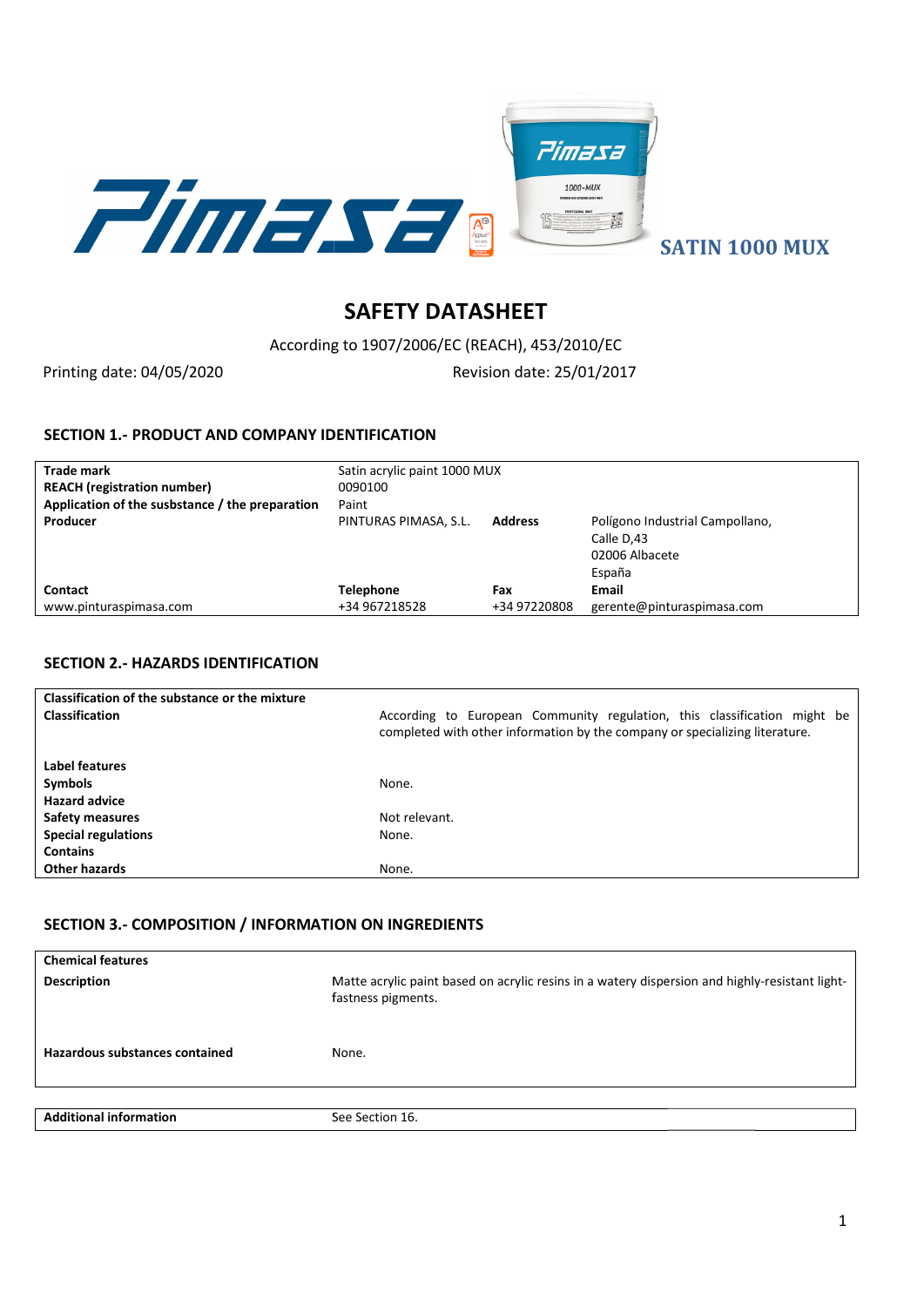SATIN 1000 MUX

# SAFETY DATASHEET

According to 1907/2006/EC (REACH), 453/2010/EC

Printing date: 04/05/2020 Revision date: 25/01/2017

## SECTION 1.- PRODUCT AND COMPANY IDENTIFICATION

| | | | |
|---|---|---|---|
| **Trade mark** | Satin acrylic paint 1000 MUX | | |
| **REACH (registration number)** | 0090100 | | |
| **Application of the susbstance / the preparation** | Paint | | |
| **Producer** | PINTURAS PIMASA, S.L. | **Address** | Polígono Industrial Campollano, Calle D,43 02006 Albacete España |
| **Contact** | **Telephone** | **Fax** | **Email** |
| www.pinturaspimasa.com | +34 967218528 | +34 97220808 | gerente@pinturaspimasa.com |

## SECTION 2.- HAZARDS IDENTIFICATION

| | |
|---|---|
| **Classification of the substance or the mixture** | |
| **Classification** | According to European Community regulation, this classification might be completed with other information by the company or specializing literature. |
| **Label features** | |
| **Symbols** | None. |
| **Hazard advice** | |
| **Safety measures** | Not relevant. |
| **Special regulations** | None. |
| **Contains** | |
| **Other hazards** | None. |

## SECTION 3.- COMPOSITION / INFORMATION ON INGREDIENTS

| | |
|---|---|
| **Chemical features** | |
| **Description** | Matte acrylic paint based on acrylic resins in a watery dispersion and highly-resistant light-fastness pigments. |
| **Hazardous substances contained** | None. |

| | |
|---|---|
| **Additional information** | See Section 16. |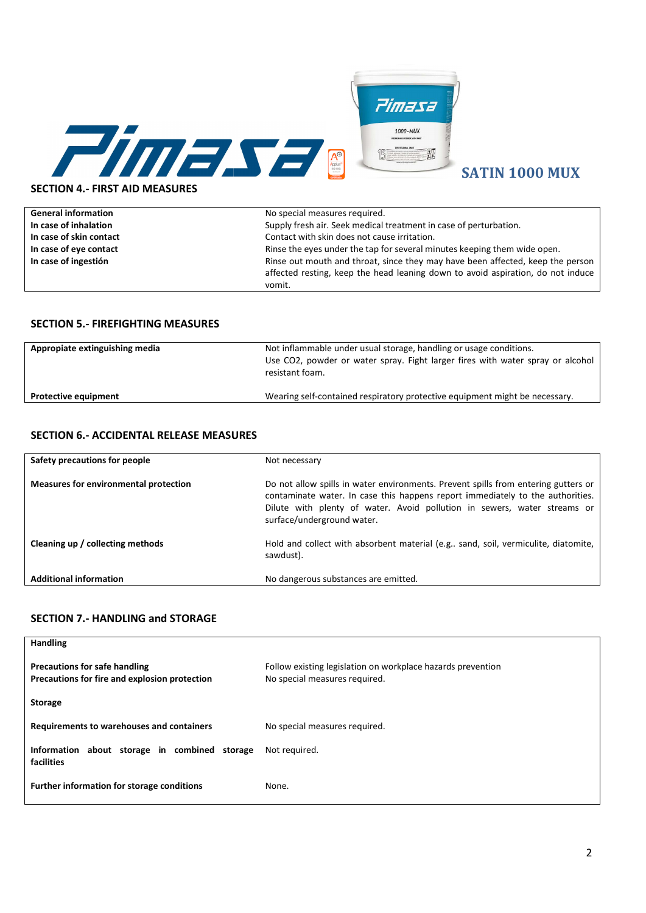## SECTION 4.- FIRST AID MEASURES

| | |
|---|---|
| **General information** | No special measures required. |
| **In case of inhalation** | Supply fresh air. Seek medical treatment in case of perturbation. |
| **In case of skin contact** | Contact with skin does not cause irritation. |
| **In case of eye contact** | Rinse the eyes under the tap for several minutes keeping them wide open. |
| **In case of ingestión** | Rinse out mouth and throat, since they may have been affected, keep the person affected resting, keep the head leaning down to avoid aspiration, do not induce vomit. |

## SECTION 5.- FIREFIGHTING MEASURES

| | |
|---|---|
| **Appropiate extinguishing media** | Not inflammable under usual storage, handling or usage conditions. Use $CO_2$, powder or water spray. Fight larger fires with water spray or alcohol resistant foam. |
| **Protective equipment** | Wearing self-contained respiratory protective equipment might be necessary. |

## SECTION 6.- ACCIDENTAL RELEASE MEASURES

| | |
|---|---|
| **Safety precautions for people** | Not necessary |
| **Measures for environmental protection** | Do not allow spills in water environments. Prevent spills from entering gutters or contaminate water. In case this happens report immediately to the authorities. Dilute with plenty of water. Avoid pollution in sewers, water streams or surface/underground water. |
| **Cleaning up / collecting methods** | Hold and collect with absorbent material (e.g.. sand, soil, vermiculite, diatomite, sawdust). |
| **Additional information** | No dangerous substances are emitted. |

## SECTION 7.- HANDLING and STORAGE

| | |
|---|---|
| **Handling** | |
| **Precautions for safe handling** | Follow existing legislation on workplace hazards prevention |
| **Precautions for fire and explosion protection** | No special measures required. |
| **Storage** | |
| **Requirements to warehouses and containers** | No special measures required. |
| **Information about storage in combined storage facilities** | Not required. |
| **Further information for storage conditions** | None. |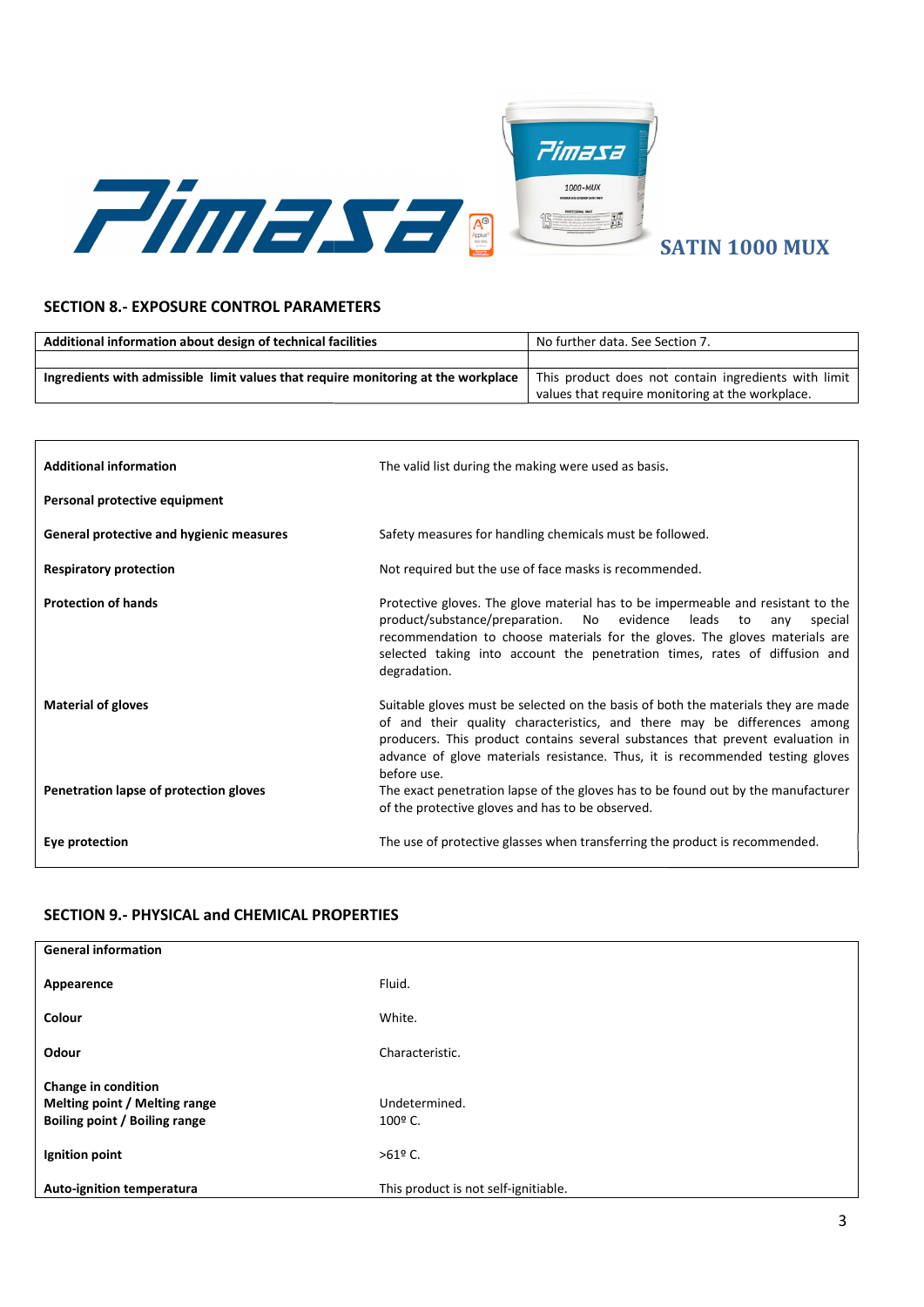SATIN 1000 MUX

## SECTION 8.- EXPOSURE CONTROL PARAMETERS

| Additional information about design of technical facilities | No further data. See Section 7. |
|---|---|
| | |
| **Ingredients with admissible limit values that require monitoring at the workplace** | This product does not contain ingredients with limit values that require monitoring at the workplace. |

| | |
|---|---|
| **Additional information** | The valid list during the making were used as basis. |
| **Personal protective equipment** | |
| **General protective and hygienic measures** | Safety measures for handling chemicals must be followed. |
| **Respiratory protection** | Not required but the use of face masks is recommended. |
| **Protection of hands** | Protective gloves. The glove material has to be impermeable and resistant to the product/substance/preparation. No evidence leads to any special recommendation to choose materials for the gloves. The gloves materials are selected taking into account the penetration times, rates of diffusion and degradation. |
| **Material of gloves** | Suitable gloves must be selected on the basis of both the materials they are made of and their quality characteristics, and there may be differences among producers. This product contains several substances that prevent evaluation in advance of glove materials resistance. Thus, it is recommended testing gloves before use. |
| **Penetration lapse of protection gloves** | The exact penetration lapse of the gloves has to be found out by the manufacturer of the protective gloves and has to be observed. |
| **Eye protection** | The use of protective glasses when transferring the product is recommended. |

## SECTION 9.- PHYSICAL and CHEMICAL PROPERTIES

| | |
|---|---|
| **General information** | |
| **Appearence** | Fluid. |
| **Colour** | White. |
| **Odour** | Characteristic. |
| **Change in condition** | |
| **Melting point / Melting range** | Undetermined. |
| **Boiling point / Boiling range** | 100º C. |
| **Ignition point** | >61º C. |
| **Auto-ignition temperatura** | This product is not self-ignitiable. |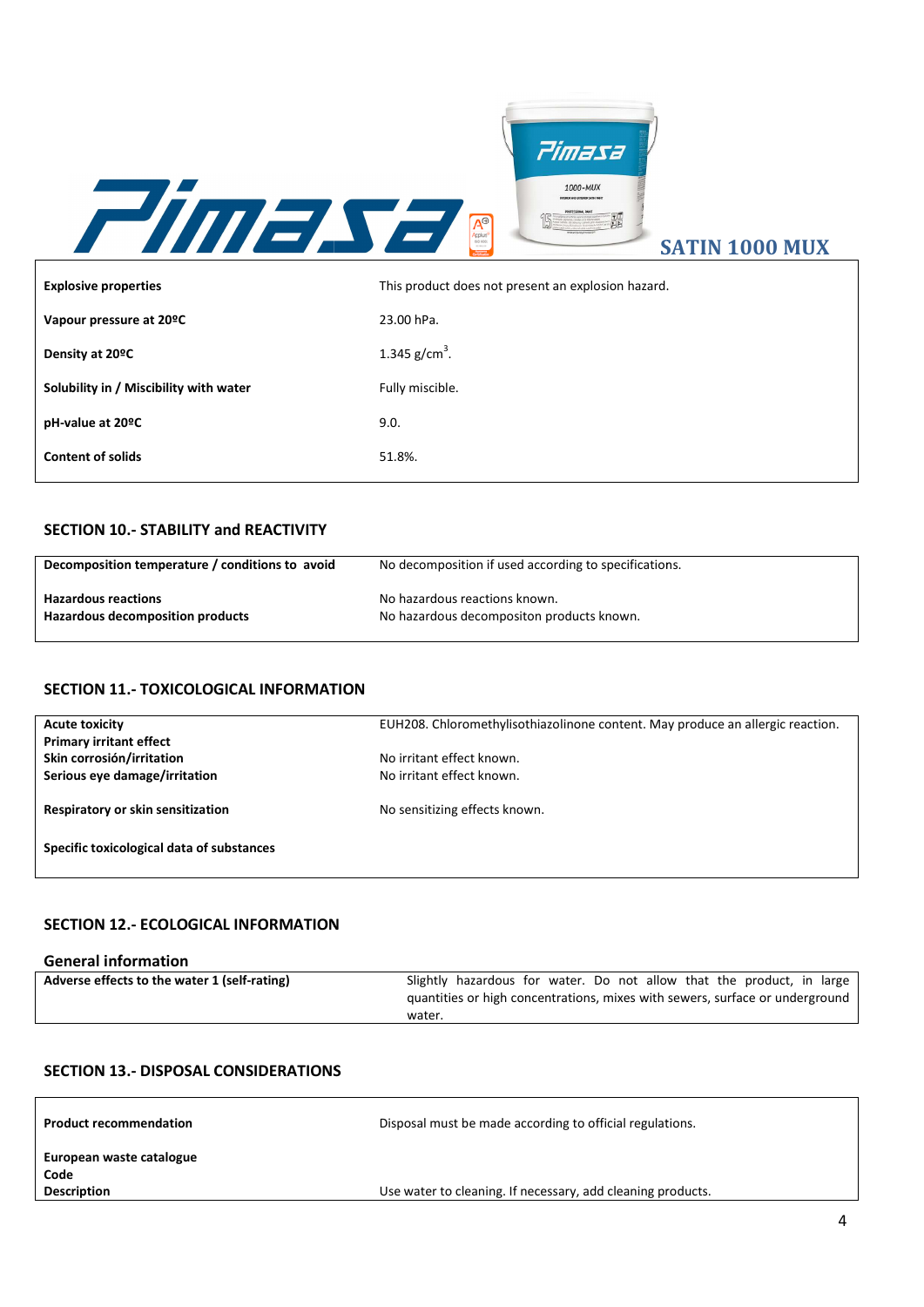| | |
|---|---|
| **Explosive properties** | This product does not present an explosion hazard. |
| **Vapour pressure at 20ºC** | 23.00 hPa. |
| **Density at 20ºC** | 1.345 g/cm$^3$. |
| **Solubility in / Miscibility with water** | Fully miscible. |
| **pH-value at 20ºC** | 9.0. |
| **Content of solids** | 51.8%. |

## SECTION 10.- STABILITY and REACTIVITY

| | |
|---|---|
| **Decomposition temperature / conditions to avoid** | No decomposition if used according to specifications. |
| **Hazardous reactions** | No hazardous reactions known. |
| **Hazardous decomposition products** | No hazardous decompositon products known. |

## SECTION 11.- TOXICOLOGICAL INFORMATION

| | |
|---|---|
| **Acute toxicity** | EUH208. Chloromethylisothiazolinone content. May produce an allergic reaction. |
| **Primary irritant effect** | |
| **Skin corrosión/irritation** | No irritant effect known. |
| **Serious eye damage/irritation** | No irritant effect known. |
| **Respiratory or skin sensitization** | No sensitizing effects known. |
| **Specific toxicological data of substances** | |

## SECTION 12.- ECOLOGICAL INFORMATION

### General information

| | |
|---|---|
| **Adverse effects to the water 1 (self-rating)** | Slightly hazardous for water. Do not allow that the product, in large quantities or high concentrations, mixes with sewers, surface or underground water. |

## SECTION 13.- DISPOSAL CONSIDERATIONS

| | |
|---|---|
| **Product recommendation** | Disposal must be made according to official regulations. |
| **European waste catalogue Code** | |
| **Description** | Use water to cleaning. If necessary, add cleaning products. |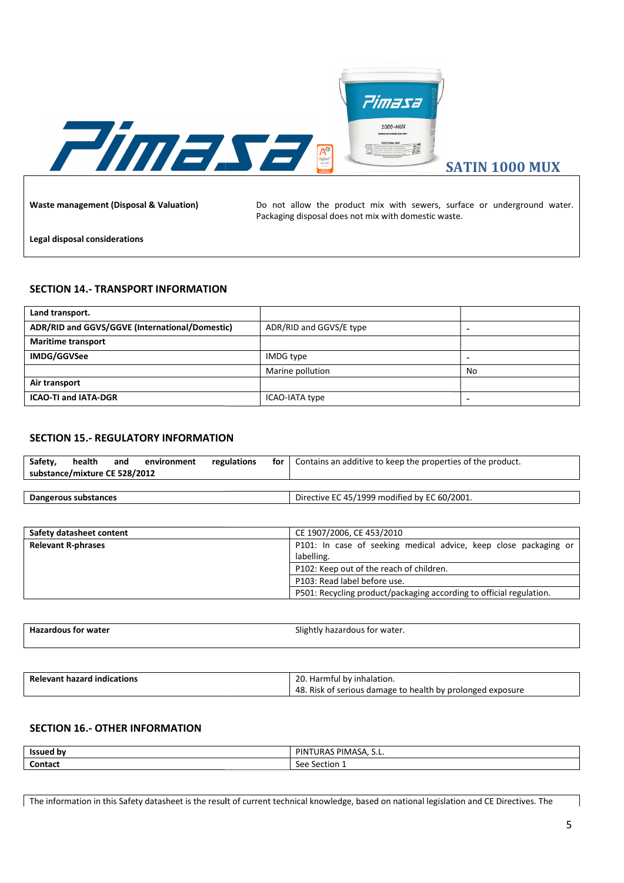| | |
|---|---|
| **Waste management (Disposal & Valuation)** | Do not allow the product mix with sewers, surface or underground water. Packaging disposal does not mix with domestic waste. |
| **Legal disposal considerations** | |

## SECTION 14.- TRANSPORT INFORMATION

| | | |
|---|---|---|
| **Land transport.** | | |
| **ADR/RID and GGVS/GGVE (International/Domestic)** | ADR/RID and GGVS/E type | - |
| **Maritime transport** | | |
| **IMDG/GGVSee** | IMDG type | - |
| | Marine pollution | No |
| **Air transport** | | |
| **ICAO-TI and IATA-DGR** | ICAO-IATA type | - |

## SECTION 15.- REGULATORY INFORMATION

| | |
|---|---|
| **Safety, health and environment regulations for substance/mixture CE 528/2012** | Contains an additive to keep the properties of the product. |

| | |
|---|---|
| **Dangerous substances** | Directive EC 45/1999 modified by EC 60/2001. |

| | |
|---|---|
| **Safety datasheet content** | CE 1907/2006, CE 453/2010 |
| **Relevant R-phrases** | P101: In case of seeking medical advice, keep close packaging or labelling. |
| | P102: Keep out of the reach of children. |
| | P103: Read label before use. |
| | P501: Recycling product/packaging according to official regulation. |

| | |
|---|---|
| **Hazardous for water** | Slightly hazardous for water. |

| | |
|---|---|
| **Relevant hazard indications** | 20. Harmful by inhalation.<br>48. Risk of serious damage to health by prolonged exposure |

## SECTION 16.- OTHER INFORMATION

| | |
|---|---|
| **Issued by** | PINTURAS PIMASA, S.L. |
| **Contact** | See Section 1 |

The information in this Safety datasheet is the result of current technical knowledge, based on national legislation and CE Directives. The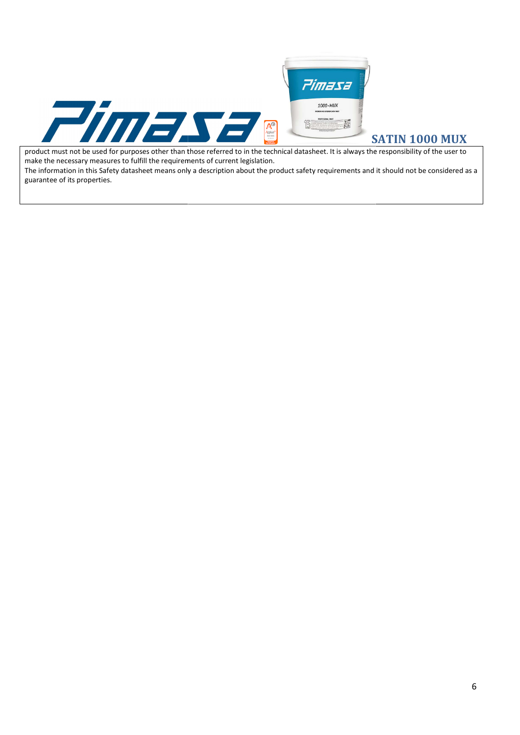product must not be used for purposes other than those referred to in the technical datasheet. It is always the responsibility of the user to make the necessary measures to fulfill the requirements of current legislation.

The information in this Safety datasheet means only a description about the product safety requirements and it should not be considered as a guarantee of its properties.